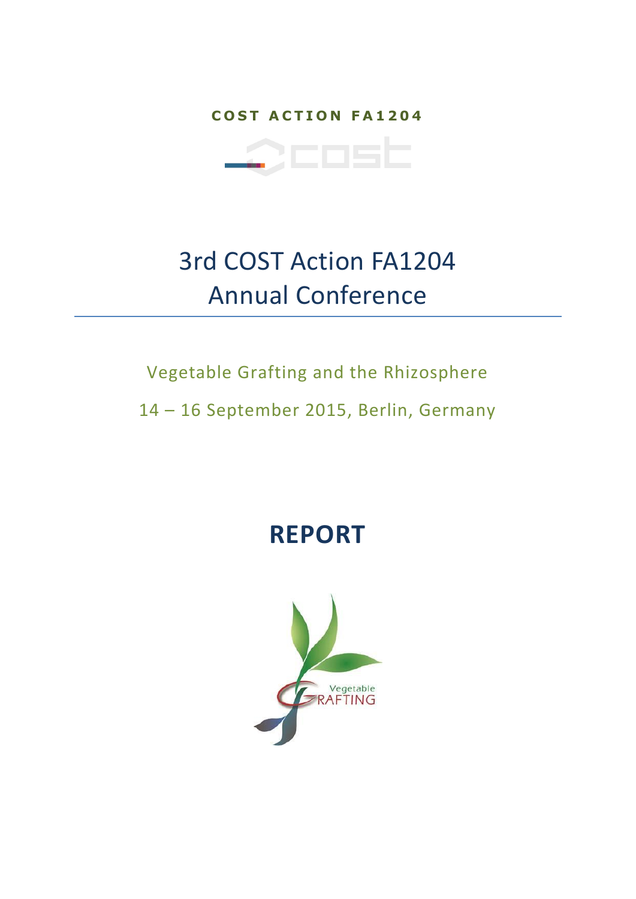COST ACTION FA1204

# 3rd COST Action FA1204 Annual Conference

Vegetable Grafting and the Rhizosphere

14 – 16 September 2015, Berlin, Germany

# REPORT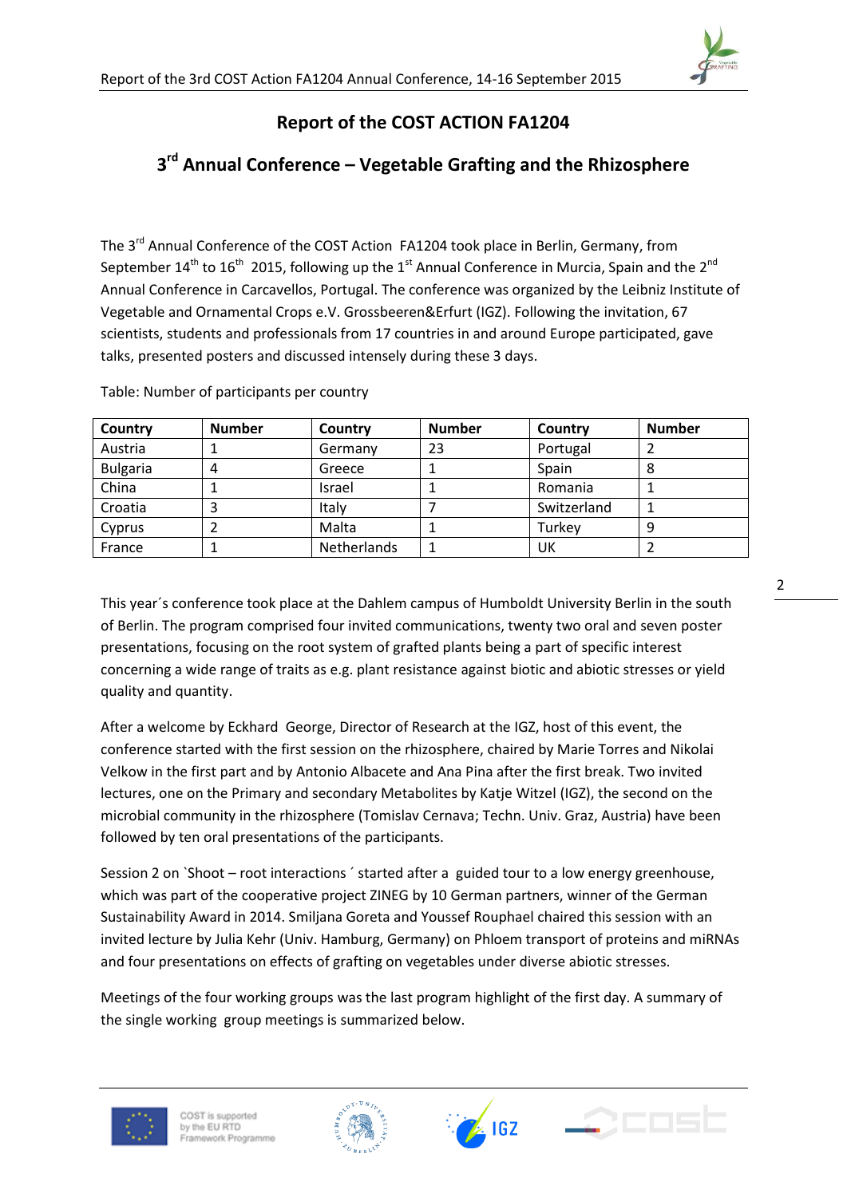## Report of the COST ACTION FA1204

## 3rd Annual Conference – Vegetable Grafting and the Rhizosphere

The 3rd Annual Conference of the COST Action FA1204 took place in Berlin, Germany, from September 14th to 16th 2015, following up the 1st Annual Conference in Murcia, Spain and the 2nd Annual Conference in Carcavellos, Portugal. The conference was organized by the Leibniz Institute of Vegetable and Ornamental Crops e.V. Grossbeeren&Erfurt (IGZ). Following the invitation, 67 scientists, students and professionals from 17 countries in and around Europe participated, gave talks, presented posters and discussed intensely during these 3 days.

Table: Number of participants per country

| Country | Number | Country | Number | Country | Number |
|---|---|---|---|---|---|
| Austria | 1 | Germany | 23 | Portugal | 2 |
| Bulgaria | 4 | Greece | 1 | Spain | 8 |
| China | 1 | Israel | 1 | Romania | 1 |
| Croatia | 3 | Italy | 7 | Switzerland | 1 |
| Cyprus | 2 | Malta | 1 | Turkey | 9 |
| France | 1 | Netherlands | 1 | UK | 2 |

This year´s conference took place at the Dahlem campus of Humboldt University Berlin in the south of Berlin. The program comprised four invited communications, twenty two oral and seven poster presentations, focusing on the root system of grafted plants being a part of specific interest concerning a wide range of traits as e.g. plant resistance against biotic and abiotic stresses or yield quality and quantity.

After a welcome by Eckhard George, Director of Research at the IGZ, host of this event, the conference started with the first session on the rhizosphere, chaired by Marie Torres and Nikolai Velkow in the first part and by Antonio Albacete and Ana Pina after the first break. Two invited lectures, one on the Primary and secondary Metabolites by Katje Witzel (IGZ), the second on the microbial community in the rhizosphere (Tomislav Cernava; Techn. Univ. Graz, Austria) have been followed by ten oral presentations of the participants.

Session 2 on `Shoot – root interactions´ started after a guided tour to a low energy greenhouse, which was part of the cooperative project ZINEG by 10 German partners, winner of the German Sustainability Award in 2014. Smiljana Goreta and Youssef Rouphael chaired this session with an invited lecture by Julia Kehr (Univ. Hamburg, Germany) on Phloem transport of proteins and miRNAs and four presentations on effects of grafting on vegetables under diverse abiotic stresses.

Meetings of the four working groups was the last program highlight of the first day. A summary of the single working group meetings is summarized below.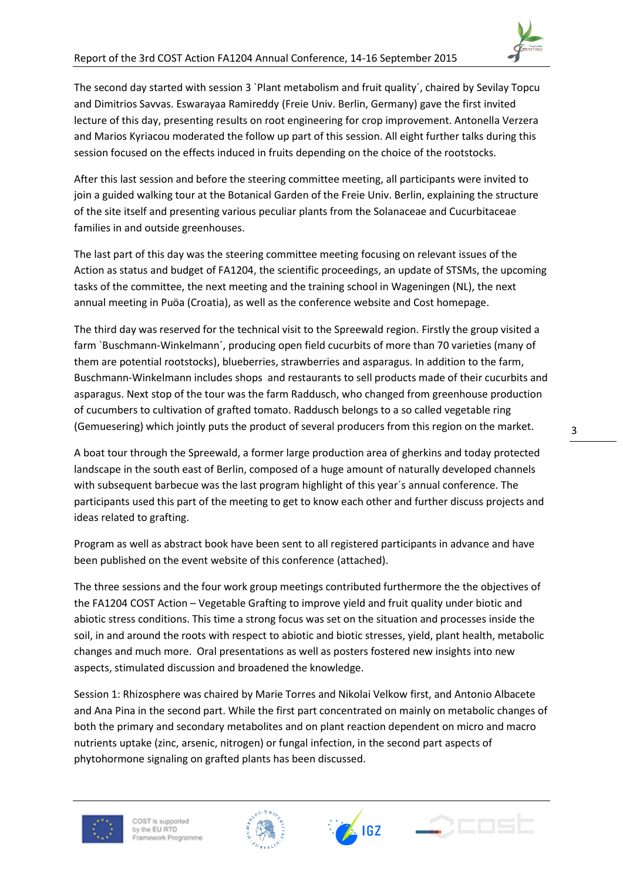The second day started with session 3 `Plant metabolism and fruit quality´, chaired by Sevilay Topcu and Dimitrios Savvas. Eswarayaa Ramireddy (Freie Univ. Berlin, Germany) gave the first invited lecture of this day, presenting results on root engineering for crop improvement. Antonella Verzera and Marios Kyriacou moderated the follow up part of this session. All eight further talks during this session focused on the effects induced in fruits depending on the choice of the rootstocks.

After this last session and before the steering committee meeting, all participants were invited to join a guided walking tour at the Botanical Garden of the Freie Univ. Berlin, explaining the structure of the site itself and presenting various peculiar plants from the Solanaceae and Cucurbitaceae families in and outside greenhouses.

The last part of this day was the steering committee meeting focusing on relevant issues of the Action as status and budget of FA1204, the scientific proceedings, an update of STSMs, the upcoming tasks of the committee, the next meeting and the training school in Wageningen (NL), the next annual meeting in Puöa (Croatia), as well as the conference website and Cost homepage.

The third day was reserved for the technical visit to the Spreewald region. Firstly the group visited a farm `Buschmann-Winkelmann´, producing open field cucurbits of more than 70 varieties (many of them are potential rootstocks), blueberries, strawberries and asparagus. In addition to the farm, Buschmann-Winkelmann includes shops and restaurants to sell products made of their cucurbits and asparagus. Next stop of the tour was the farm Raddusch, who changed from greenhouse production of cucumbers to cultivation of grafted tomato. Raddusch belongs to a so called vegetable ring (Gemuesering) which jointly puts the product of several producers from this region on the market.

A boat tour through the Spreewald, a former large production area of gherkins and today protected landscape in the south east of Berlin, composed of a huge amount of naturally developed channels with subsequent barbecue was the last program highlight of this year´s annual conference. The participants used this part of the meeting to get to know each other and further discuss projects and ideas related to grafting.

Program as well as abstract book have been sent to all registered participants in advance and have been published on the event website of this conference (attached).

The three sessions and the four work group meetings contributed furthermore the the objectives of the FA1204 COST Action – Vegetable Grafting to improve yield and fruit quality under biotic and abiotic stress conditions. This time a strong focus was set on the situation and processes inside the soil, in and around the roots with respect to abiotic and biotic stresses, yield, plant health, metabolic changes and much more. Oral presentations as well as posters fostered new insights into new aspects, stimulated discussion and broadened the knowledge.

Session 1: Rhizosphere was chaired by Marie Torres and Nikolai Velkow first, and Antonio Albacete and Ana Pina in the second part. While the first part concentrated on mainly on metabolic changes of both the primary and secondary metabolites and on plant reaction dependent on micro and macro nutrients uptake (zinc, arsenic, nitrogen) or fungal infection, in the second part aspects of phytohormone signaling on grafted plants has been discussed.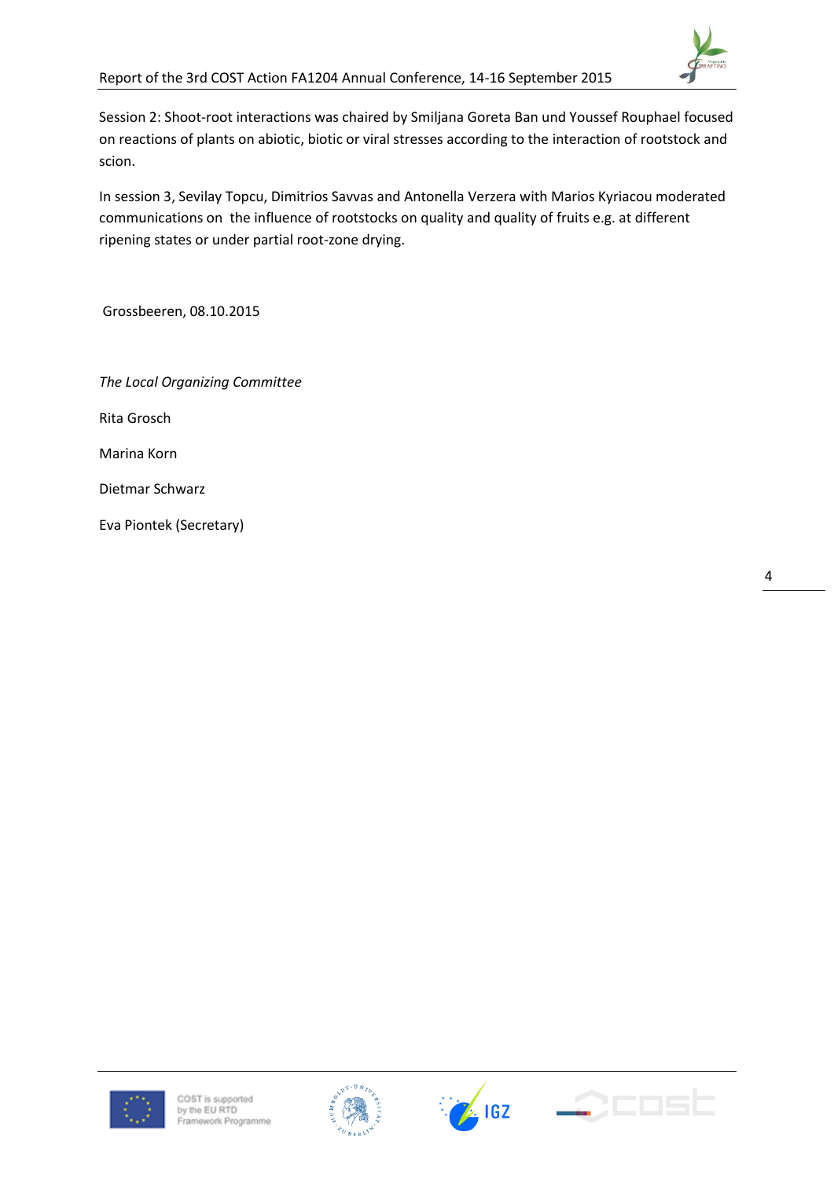Session 2: Shoot-root interactions was chaired by Smiljana Goreta Ban und Youssef Rouphael focused on reactions of plants on abiotic, biotic or viral stresses according to the interaction of rootstock and scion.

In session 3, Sevilay Topcu, Dimitrios Savvas and Antonella Verzera with Marios Kyriacou moderated communications on the influence of rootstocks on quality and quality of fruits e.g. at different ripening states or under partial root-zone drying.

Grossbeeren, 08.10.2015

*The Local Organizing Committee*

Rita Grosch

Marina Korn

Dietmar Schwarz

Eva Piontek (Secretary)